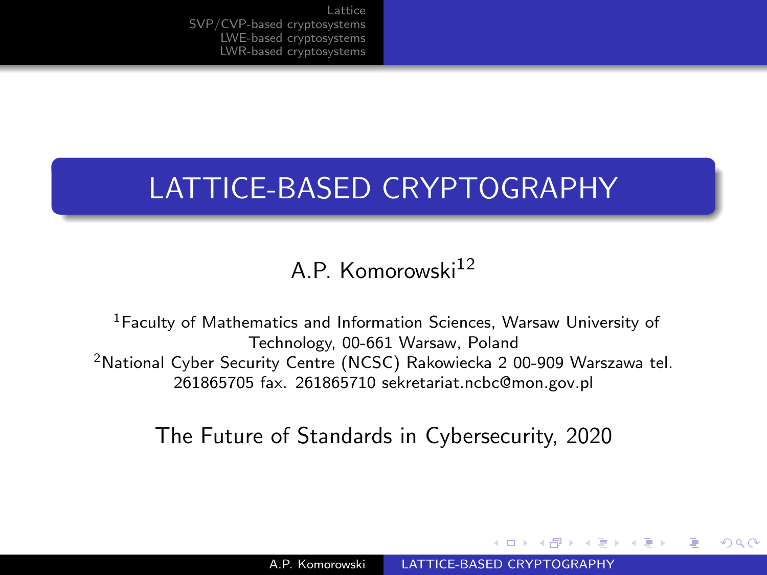# LATTICE-BASED CRYPTOGRAPHY

A.P. Komorowski[1,2]

[1]Faculty of Mathematics and Information Sciences, Warsaw University of Technology, 00-661 Warsaw, Poland
[2]National Cyber Security Centre (NCSC) Rakowiecka 2 00-909 Warszawa tel. 261865705 fax. 261865710 sekretariat.ncbc@mon.gov.pl

The Future of Standards in Cybersecurity, 2020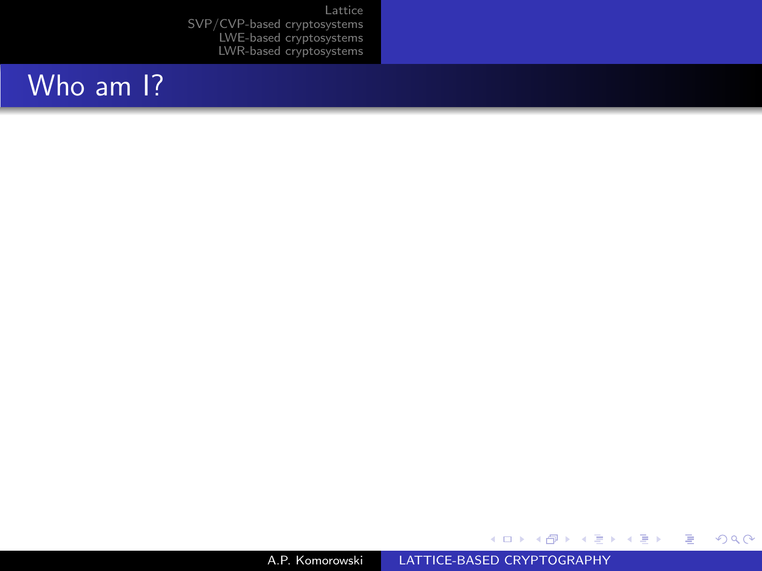## Who am I?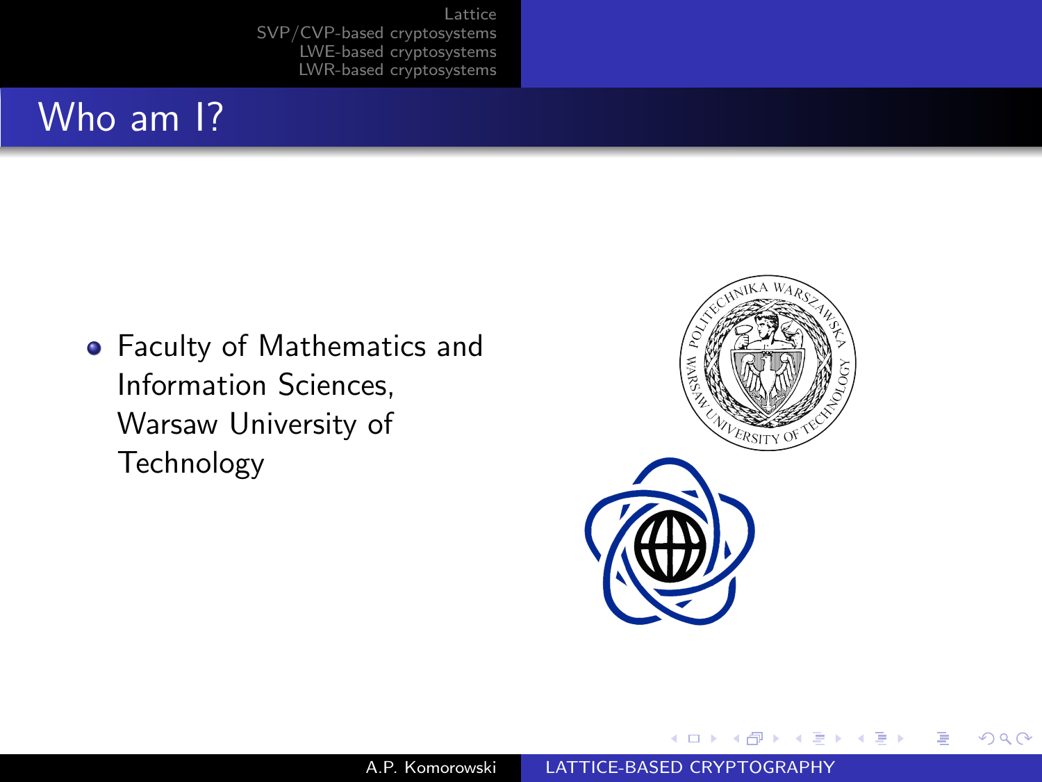## Who am I?

- Faculty of Mathematics and Information Sciences, Warsaw University of Technology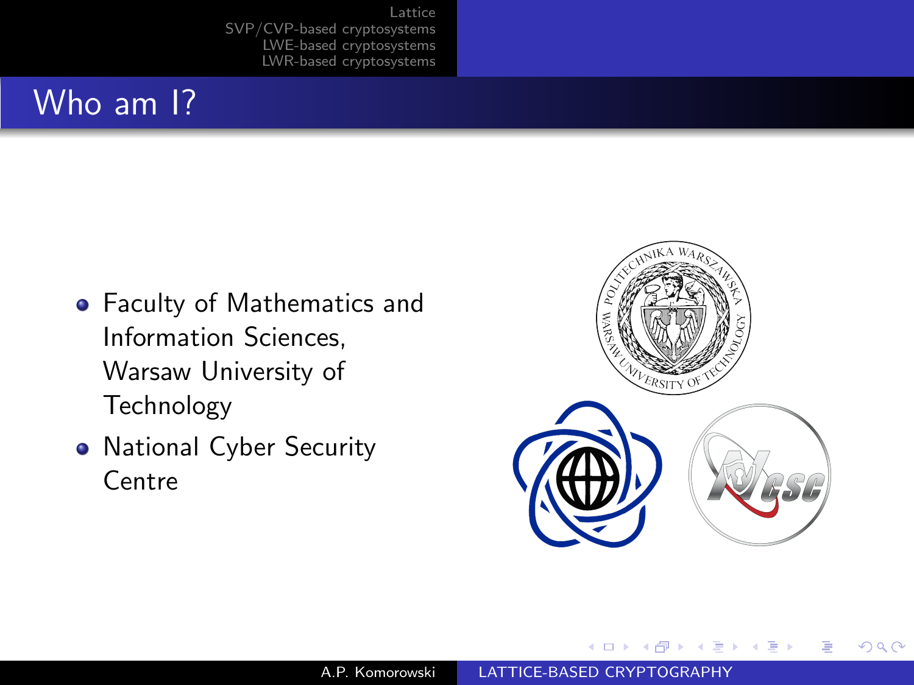## Who am I?

- Faculty of Mathematics and Information Sciences, Warsaw University of Technology
- National Cyber Security Centre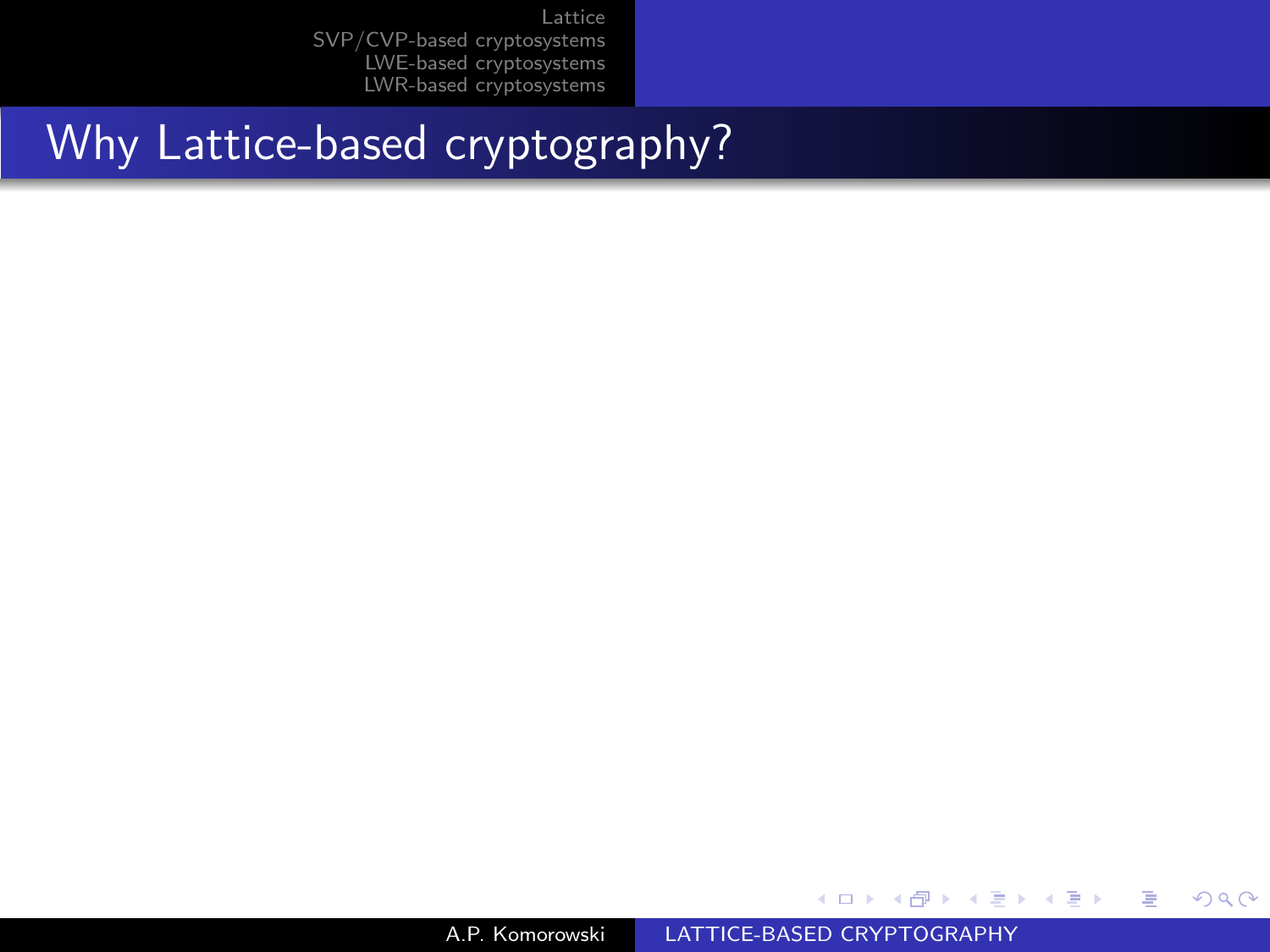## Why Lattice-based cryptography?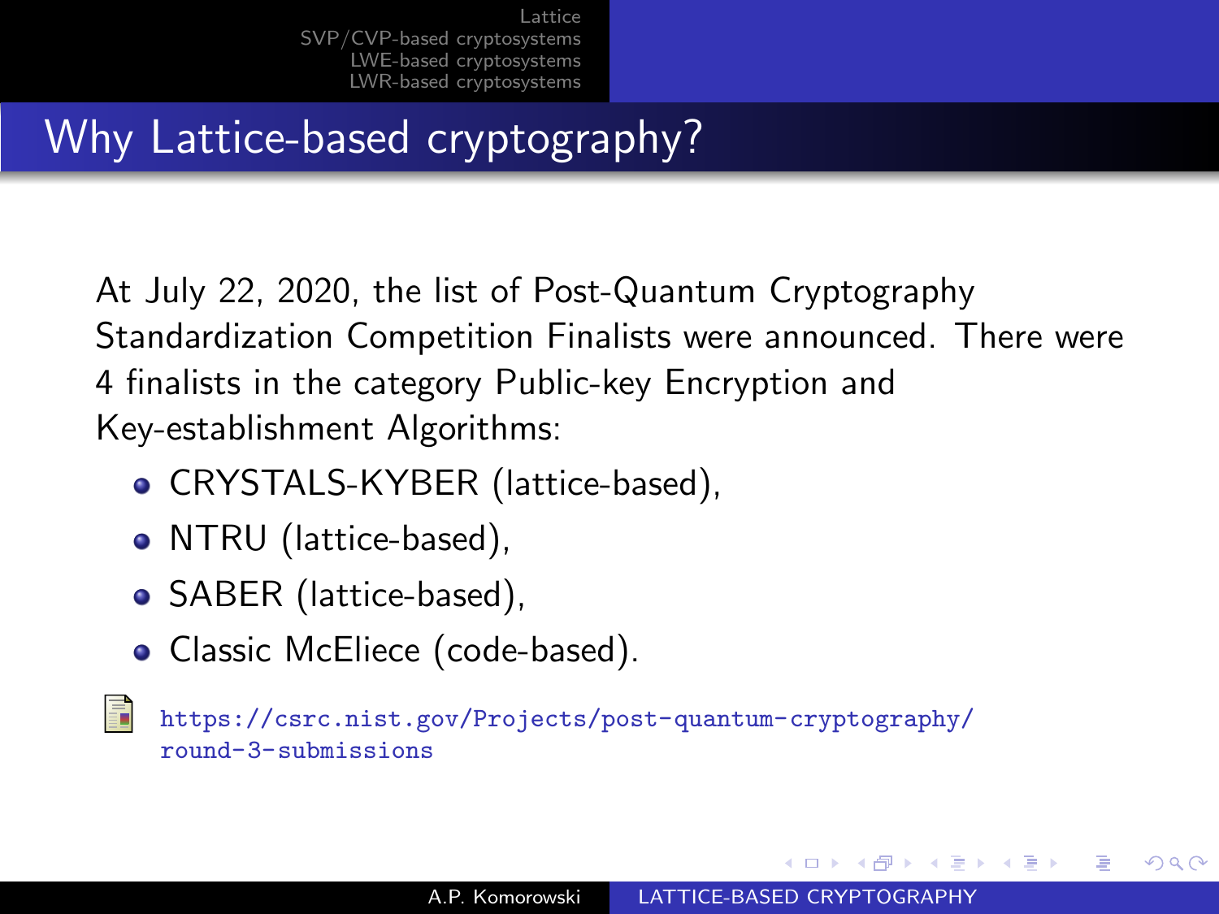# Why Lattice-based cryptography?

At July 22, 2020, the list of Post-Quantum Cryptography Standardization Competition Finalists were announced. There were 4 finalists in the category Public-key Encryption and Key-establishment Algorithms:

- CRYSTALS-KYBER (lattice-based),
- NTRU (lattice-based),
- SABER (lattice-based),
- Classic McEliece (code-based).

https://csrc.nist.gov/Projects/post-quantum-cryptography/round-3-submissions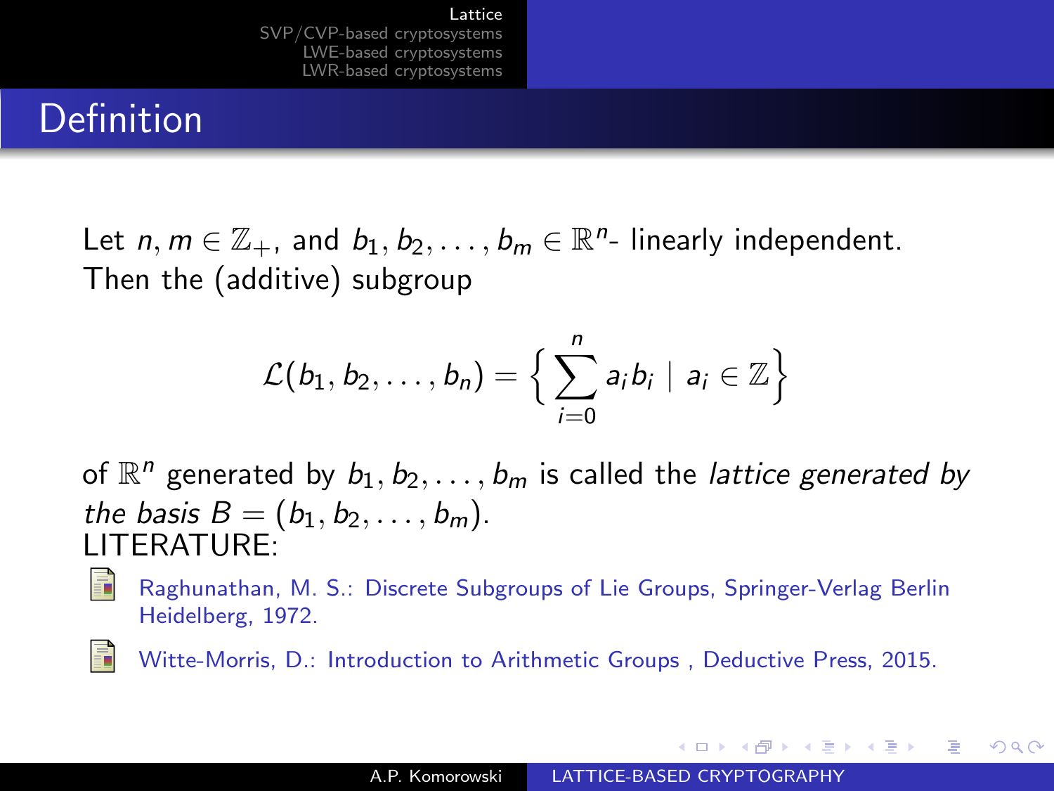# Definition

Let $n, m \in \mathbb{Z}_+$, and $b_1, b_2, \ldots, b_m \in \mathbb{R}^n$- linearly independent. Then the (additive) subgroup

$$\mathcal{L}(b_1, b_2, \ldots, b_n) = \left\{ \sum_{i=0}^{n} a_i b_i \mid a_i \in \mathbb{Z} \right\}$$

of $\mathbb{R}^n$ generated by $b_1, b_2, \ldots, b_m$ is called the *lattice generated by the basis* $B = (b_1, b_2, \ldots, b_m)$.

LITERATURE:

- Raghunathan, M. S.: Discrete Subgroups of Lie Groups, Springer-Verlag Berlin Heidelberg, 1972.
- Witte-Morris, D.: Introduction to Arithmetic Groups , Deductive Press, 2015.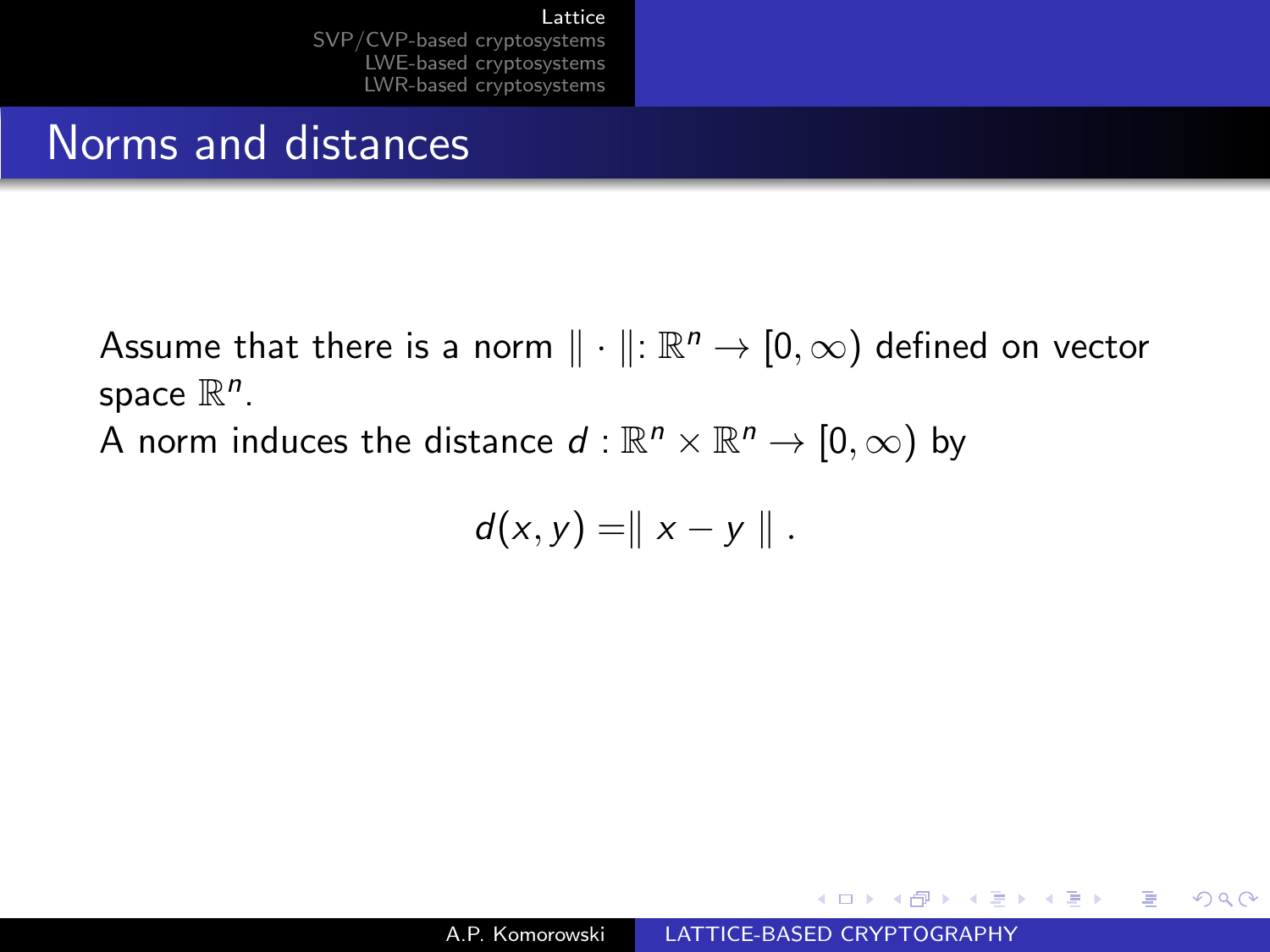## Norms and distances

Assume that there is a norm $\| \cdot \|: \mathbb{R}^n \to [0, \infty)$ defined on vector space $\mathbb{R}^n$.

A norm induces the distance $d : \mathbb{R}^n \times \mathbb{R}^n \to [0, \infty)$ by

$$d(x, y) = \| x - y \| .$$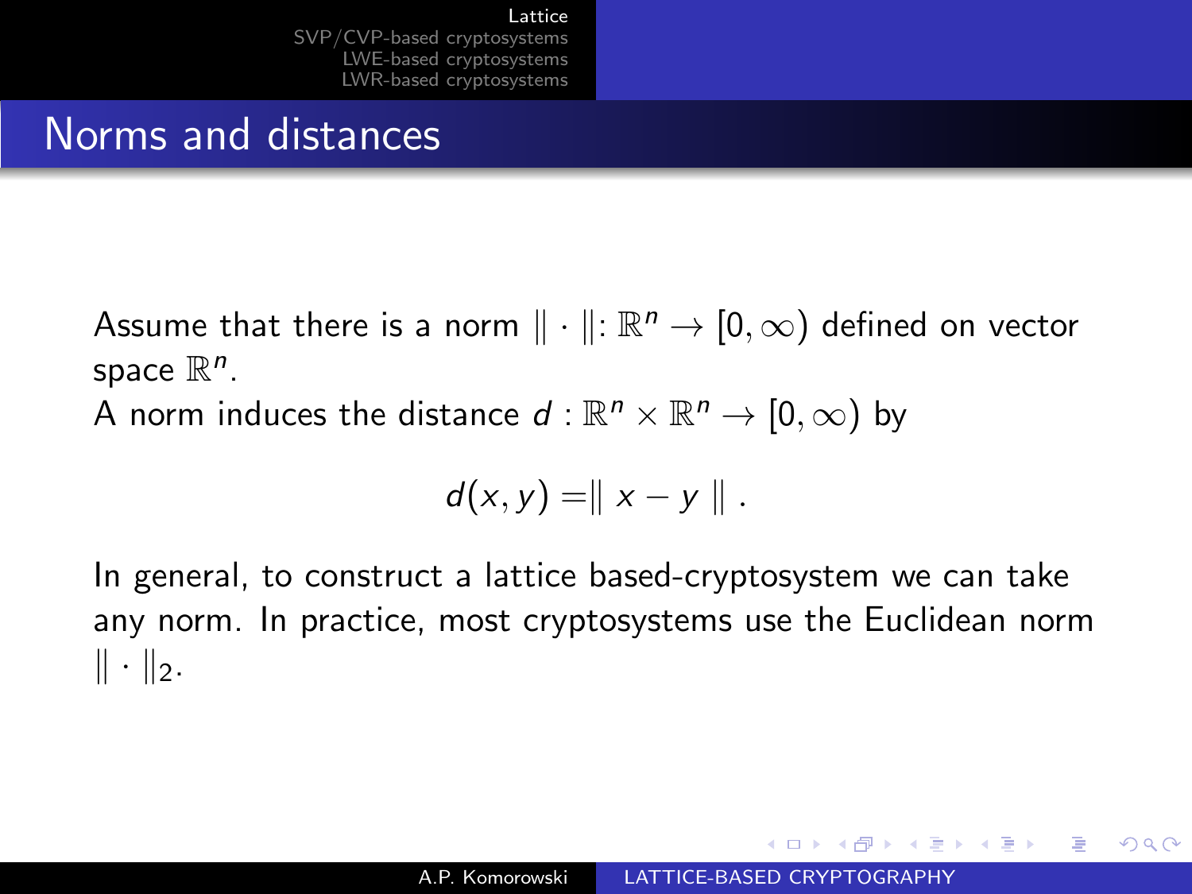## Norms and distances

Assume that there is a norm $\| \cdot \|: \mathbb{R}^n \to [0, \infty)$ defined on vector space $\mathbb{R}^n$.

A norm induces the distance $d : \mathbb{R}^n \times \mathbb{R}^n \to [0, \infty)$ by

$$d(x, y) = \| x - y \| .$$

In general, to construct a lattice based-cryptosystem we can take any norm. In practice, most cryptosystems use the Euclidean norm $\| \cdot \|_2$.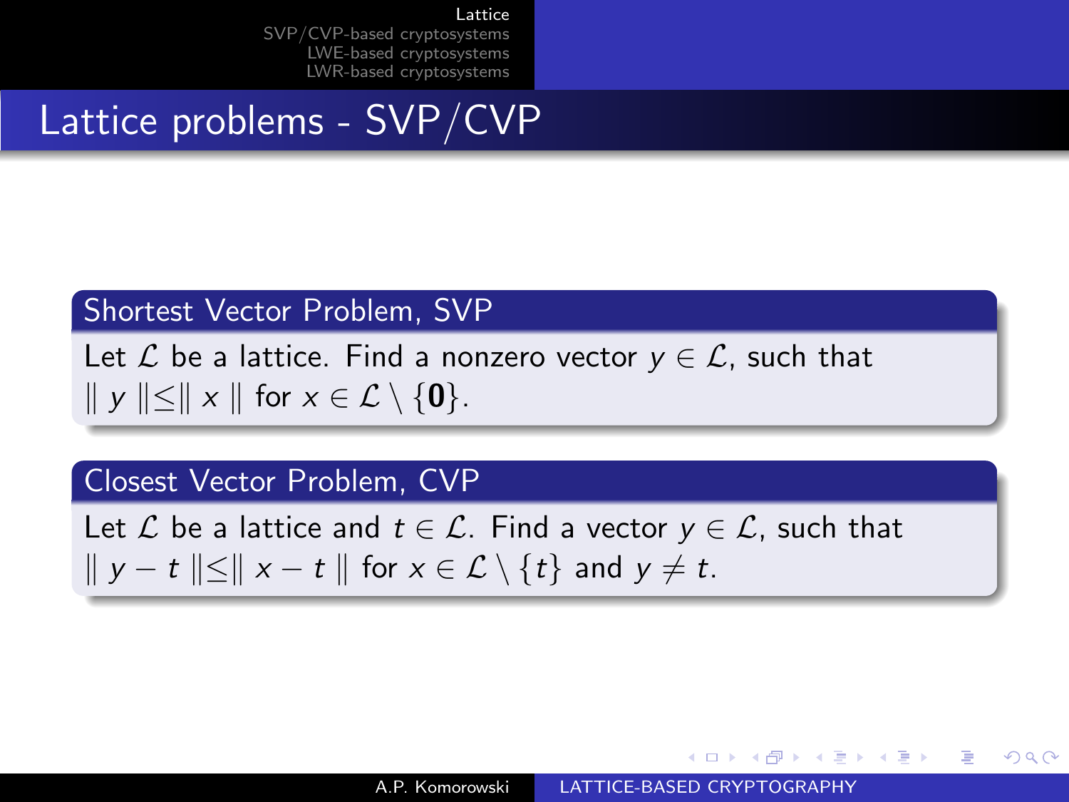# Lattice problems - SVP/CVP

**Shortest Vector Problem, SVP**

Let $\mathcal{L}$ be a lattice. Find a nonzero vector $y \in \mathcal{L}$, such that $\| y \| \leq \| x \|$ for $x \in \mathcal{L} \setminus \{\mathbf{0}\}$.

**Closest Vector Problem, CVP**

Let $\mathcal{L}$ be a lattice and $t \in \mathcal{L}$. Find a vector $y \in \mathcal{L}$, such that $\| y - t \| \leq \| x - t \|$ for $x \in \mathcal{L} \setminus \{t\}$ and $y \neq t$.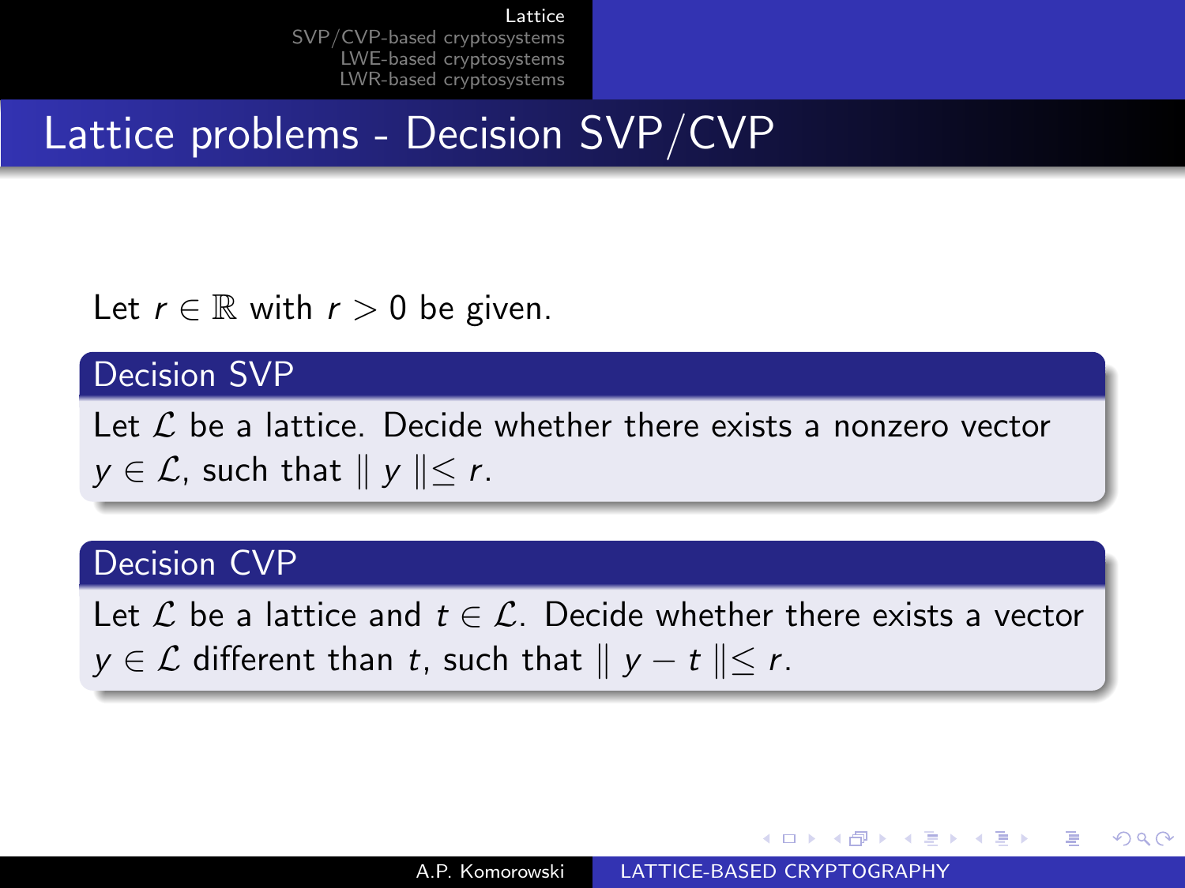# Lattice problems - Decision SVP/CVP

Let $r \in \mathbb{R}$ with $r > 0$ be given.

**Decision SVP**

Let $\mathcal{L}$ be a lattice. Decide whether there exists a nonzero vector $y \in \mathcal{L}$, such that $\| y \| \leq r$.

**Decision CVP**

Let $\mathcal{L}$ be a lattice and $t \in \mathcal{L}$. Decide whether there exists a vector $y \in \mathcal{L}$ different than $t$, such that $\| y - t \| \leq r$.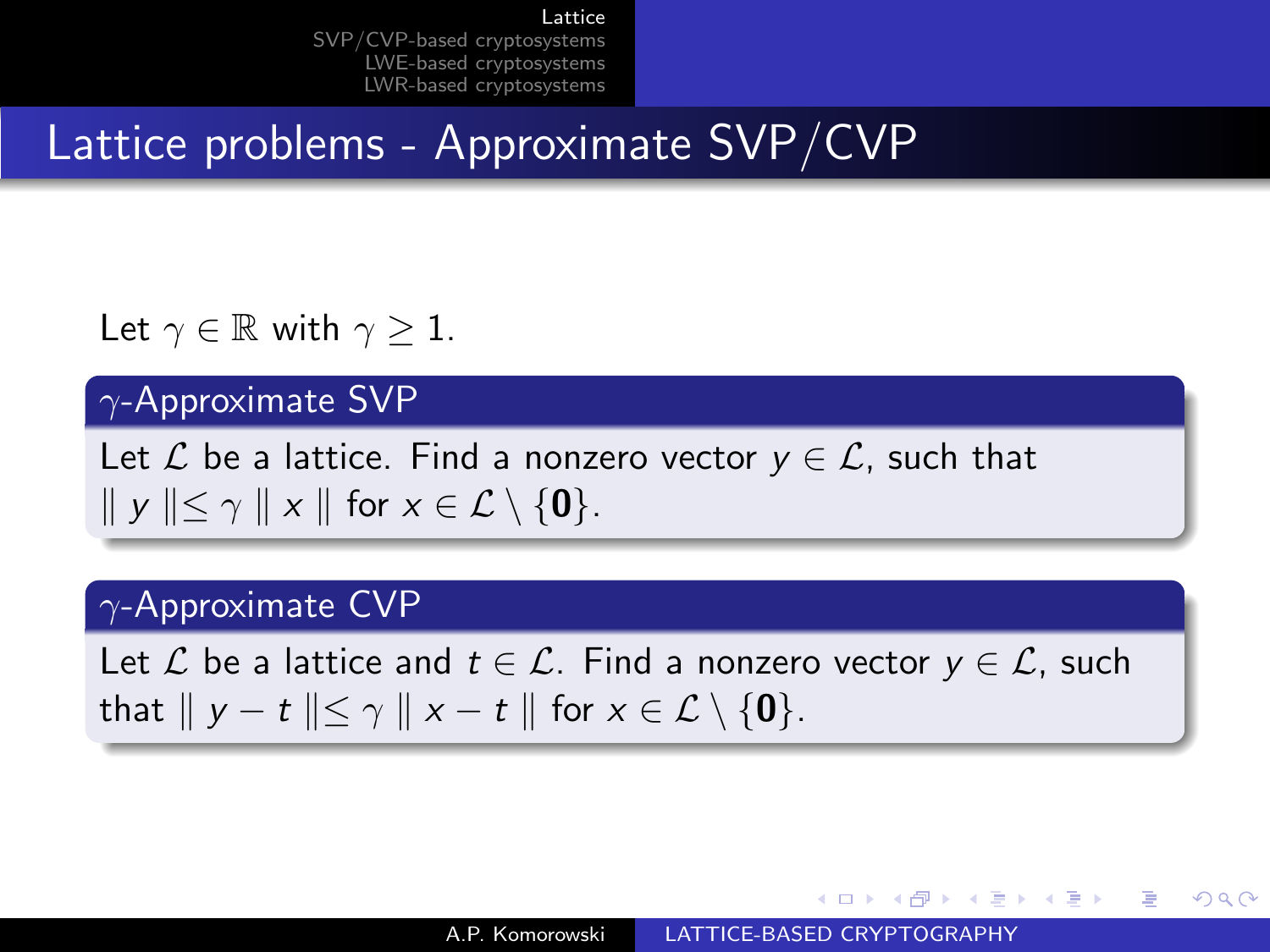## Lattice problems - Approximate SVP/CVP

Let $\gamma \in \mathbb{R}$ with $\gamma \geq 1$.

**$\gamma$-Approximate SVP**

Let $\mathcal{L}$ be a lattice. Find a nonzero vector $y \in \mathcal{L}$, such that $\| y \| \leq \gamma \| x \|$ for $x \in \mathcal{L} \setminus \{\mathbf{0}\}$.

**$\gamma$-Approximate CVP**

Let $\mathcal{L}$ be a lattice and $t \in \mathcal{L}$. Find a nonzero vector $y \in \mathcal{L}$, such that $\| y - t \| \leq \gamma \| x - t \|$ for $x \in \mathcal{L} \setminus \{\mathbf{0}\}$.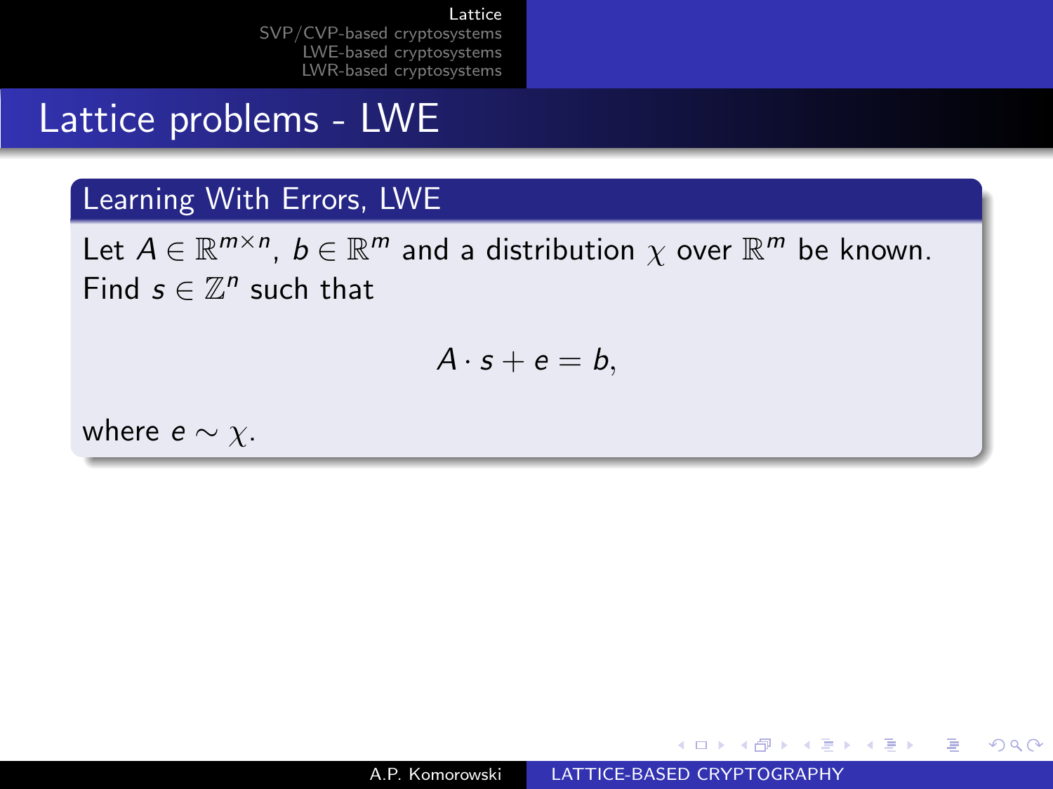# Lattice problems - LWE

## Learning With Errors, LWE

Let $A \in \mathbb{R}^{m \times n}$, $b \in \mathbb{R}^m$ and a distribution $\chi$ over $\mathbb{R}^m$ be known. Find $s \in \mathbb{Z}^n$ such that

$$A \cdot s + e = b,$$

where $e \sim \chi$.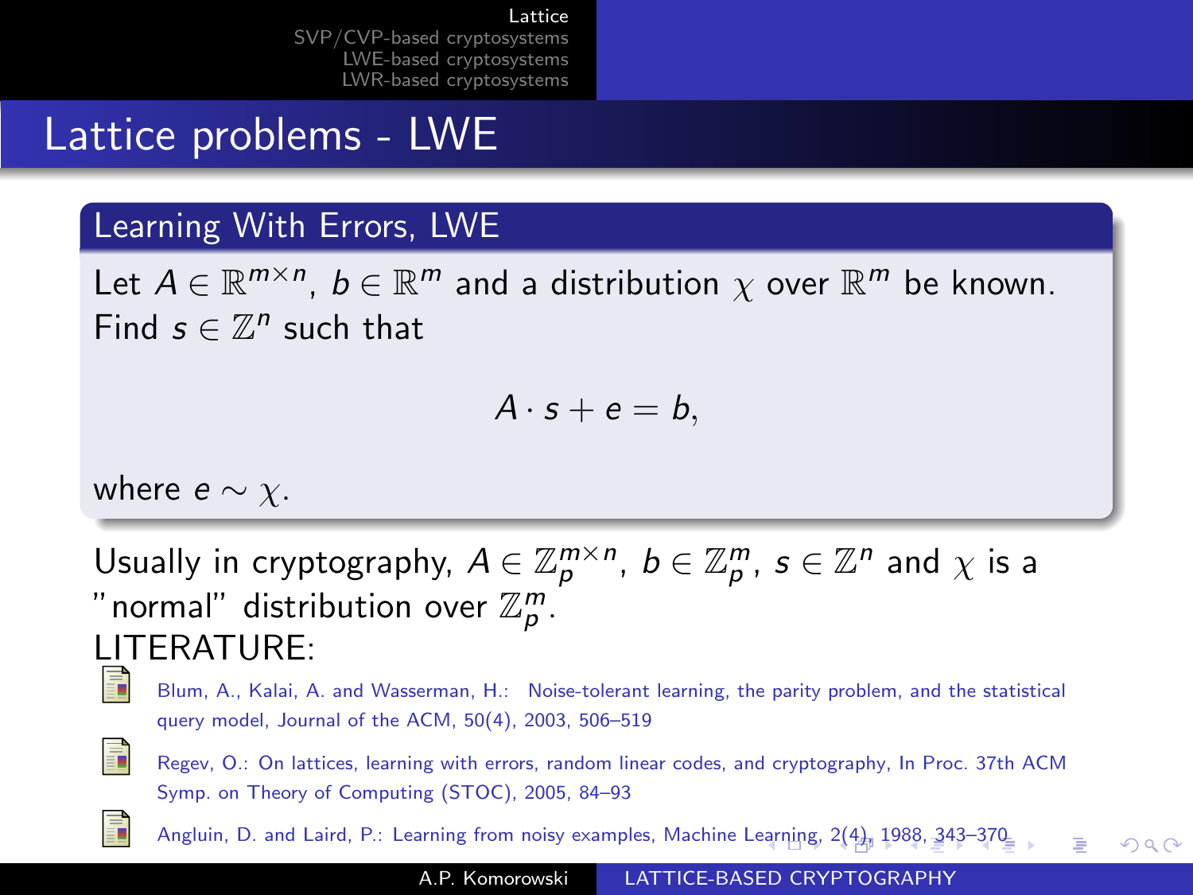# Lattice problems - LWE

## Learning With Errors, LWE

Let $A \in \mathbb{R}^{m \times n}$, $b \in \mathbb{R}^m$ and a distribution $\chi$ over $\mathbb{R}^m$ be known. Find $s \in \mathbb{Z}^n$ such that

$$A \cdot s + e = b,$$

where $e \sim \chi$.

Usually in cryptography, $A \in \mathbb{Z}_p^{m \times n}$, $b \in \mathbb{Z}_p^m$, $s \in \mathbb{Z}^n$ and $\chi$ is a "normal" distribution over $\mathbb{Z}_p^m$.

LITERATURE:

- Blum, A., Kalai, A. and Wasserman, H.: Noise-tolerant learning, the parity problem, and the statistical query model, Journal of the ACM, 50(4), 2003, 506–519
- Regev, O.: On lattices, learning with errors, random linear codes, and cryptography, In Proc. 37th ACM Symp. on Theory of Computing (STOC), 2005, 84–93
- Angluin, D. and Laird, P.: Learning from noisy examples, Machine Learning, 2(4), 1988, 343–370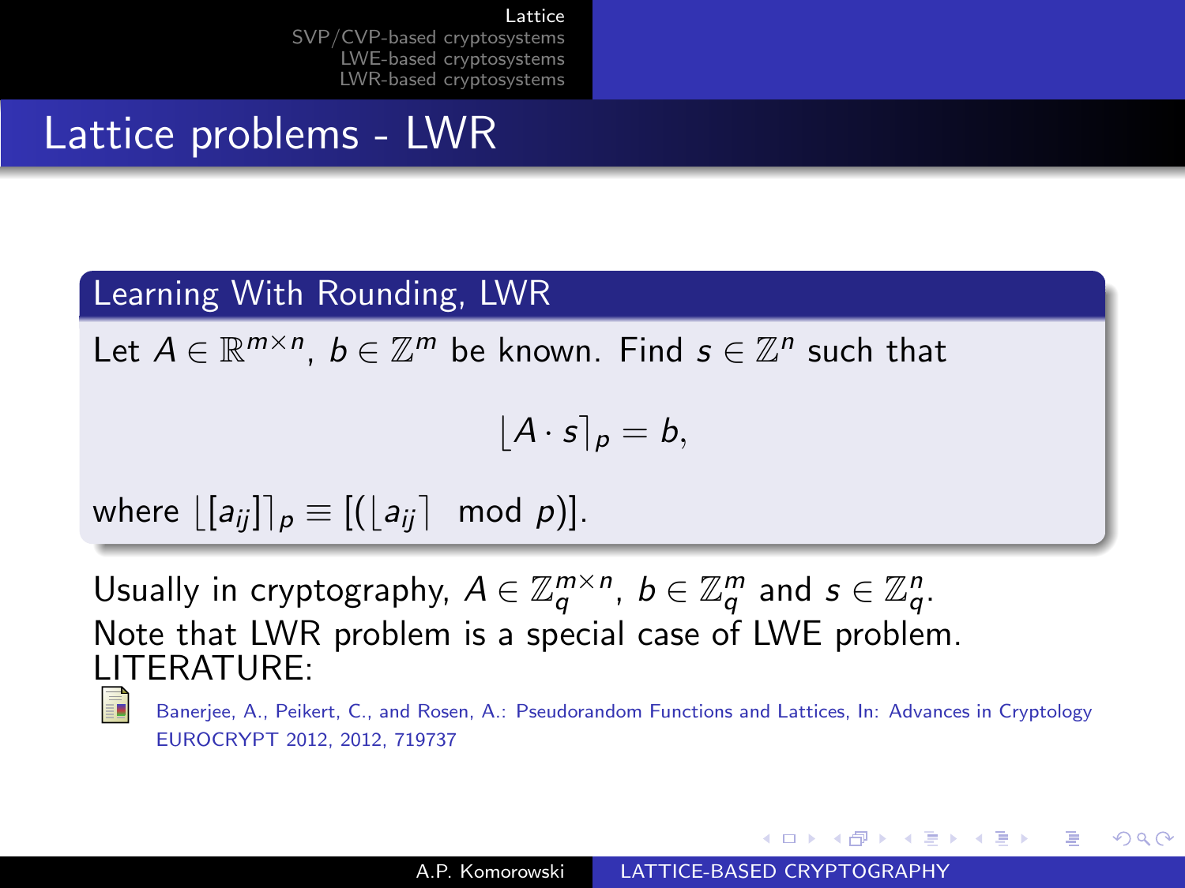## Lattice problems - LWR

**Learning With Rounding, LWR**

Let $A \in \mathbb{R}^{m \times n}$, $b \in \mathbb{Z}^m$ be known. Find $s \in \mathbb{Z}^n$ such that

$$\lfloor A \cdot s \rceil_p = b,$$

where $\lfloor [a_{ij}] \rceil_p \equiv [(\lfloor a_{ij} \rceil \mod p)]$.

Usually in cryptography, $A \in \mathbb{Z}_q^{m \times n}$, $b \in \mathbb{Z}_q^m$ and $s \in \mathbb{Z}_q^n$.
Note that LWR problem is a special case of LWE problem.
LITERATURE:

Banerjee, A., Peikert, C., and Rosen, A.: Pseudorandom Functions and Lattices, In: Advances in Cryptology EUROCRYPT 2012, 2012, 719737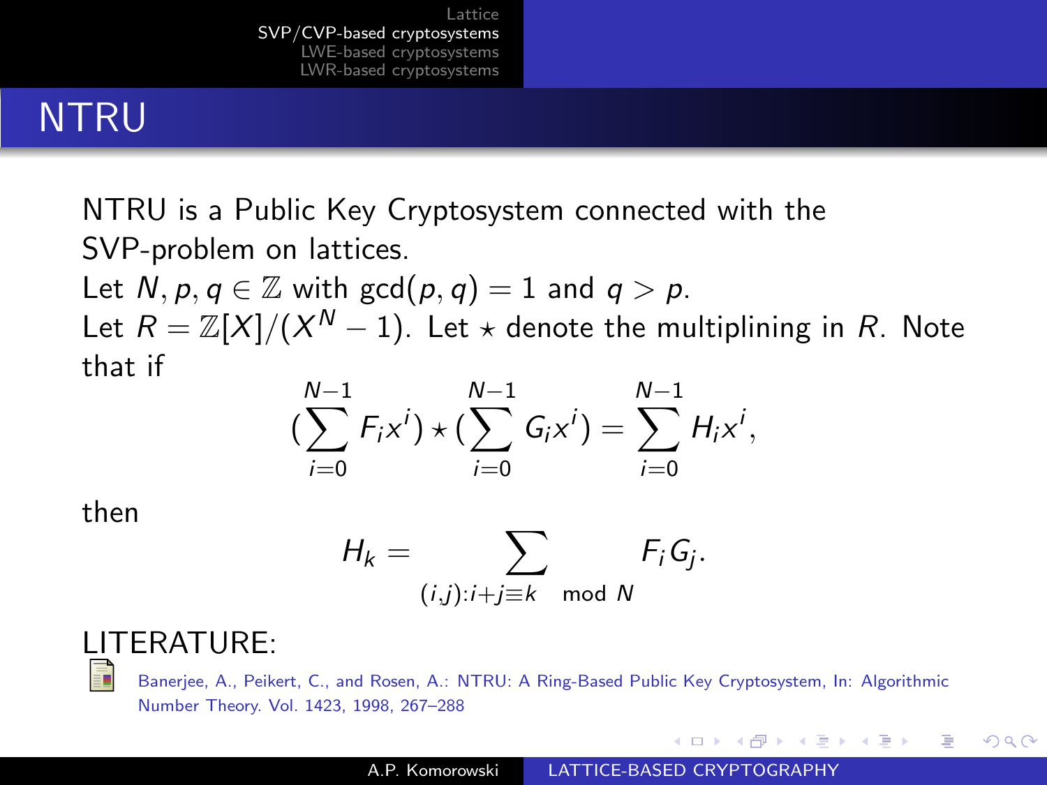# NTRU

NTRU is a Public Key Cryptosystem connected with the SVP-problem on lattices.

Let $N, p, q \in \mathbb{Z}$ with $\gcd(p, q) = 1$ and $q > p$.

Let $R = \mathbb{Z}[X]/(X^N - 1)$. Let $\star$ denote the multiplining in $R$. Note that if

$$(\sum_{i=0}^{N-1} F_i x^i) \star (\sum_{i=0}^{N-1} G_i x^i) = \sum_{i=0}^{N-1} H_i x^i,$$

then

$$H_k = \sum_{(i,j):i+j \equiv k \mod N} F_i G_j.$$

LITERATURE:

Banerjee, A., Peikert, C., and Rosen, A.: NTRU: A Ring-Based Public Key Cryptosystem, In: Algorithmic Number Theory. Vol. 1423, 1998, 267–288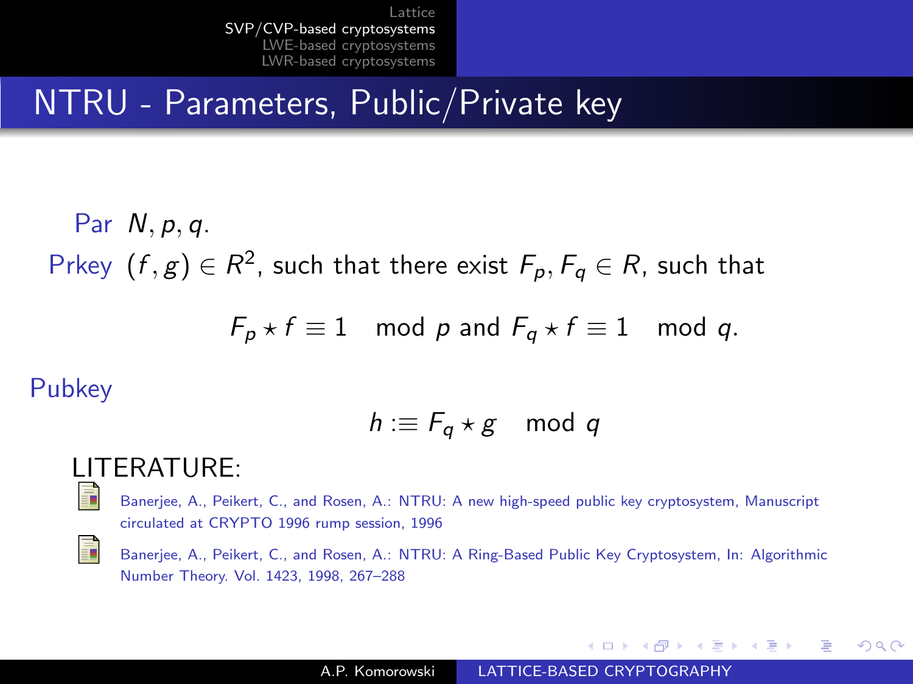# NTRU - Parameters, Public/Private key

**Par** $N, p, q$.

**Prkey** $(f, g) \in R^2$, such that there exist $F_p, F_q \in R$, such that

$$F_p \star f \equiv 1 \mod p \text{ and } F_q \star f \equiv 1 \mod q.$$

**Pubkey**

$$h :\equiv F_q \star g \mod q$$

LITERATURE:

- Banerjee, A., Peikert, C., and Rosen, A.: NTRU: A new high-speed public key cryptosystem, Manuscript circulated at CRYPTO 1996 rump session, 1996
- Banerjee, A., Peikert, C., and Rosen, A.: NTRU: A Ring-Based Public Key Cryptosystem, In: Algorithmic Number Theory. Vol. 1423, 1998, 267–288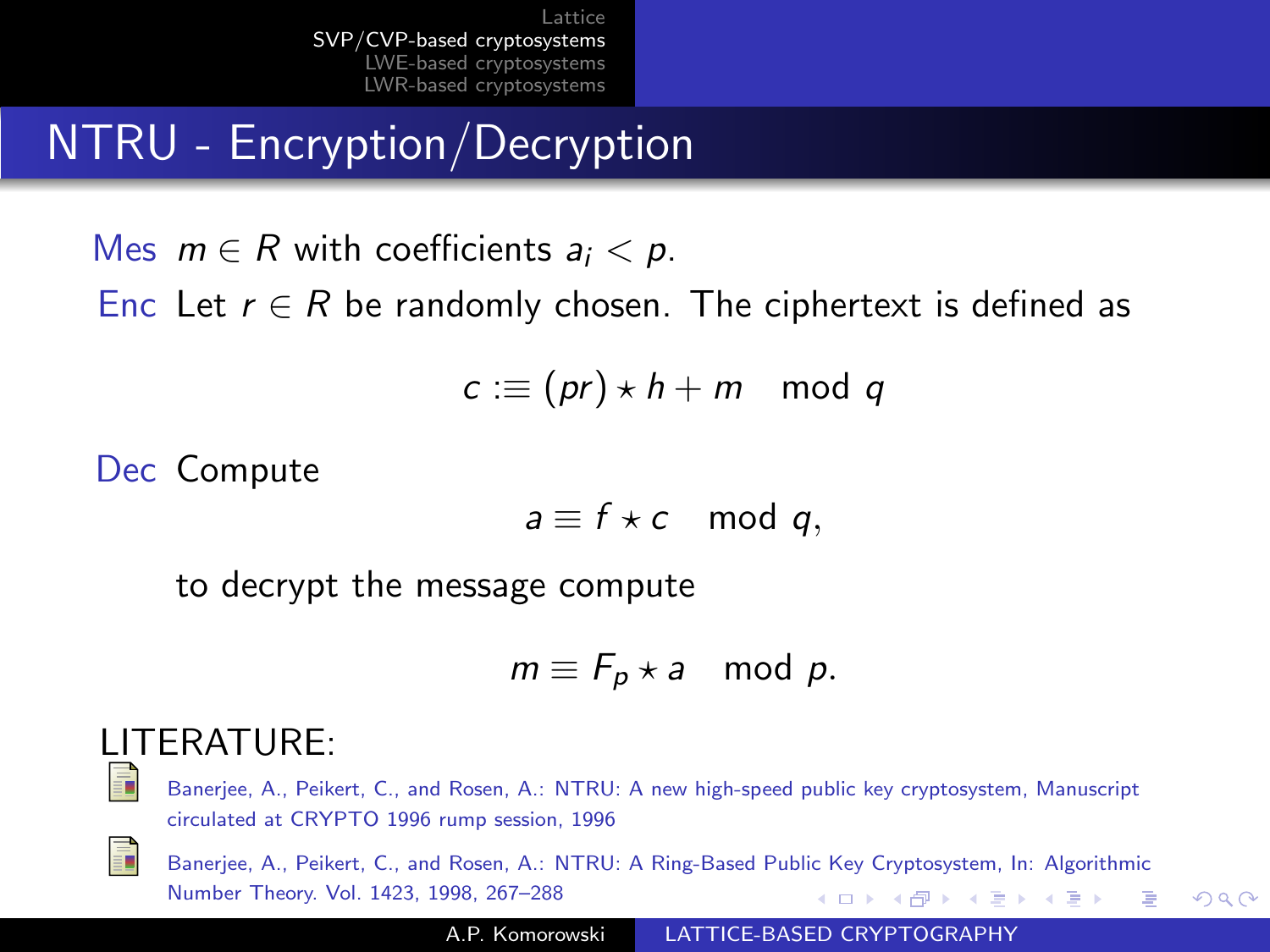# NTRU - Encryption/Decryption

**Mes** $m \in R$ with coefficients $a_i < p$.

**Enc** Let $r \in R$ be randomly chosen. The ciphertext is defined as

$$c :\equiv (pr) \star h + m \mod q$$

**Dec** Compute

$$a \equiv f \star c \mod q,$$

to decrypt the message compute

$$m \equiv F_p \star a \mod p.$$

LITERATURE:

- Banerjee, A., Peikert, C., and Rosen, A.: NTRU: A new high-speed public key cryptosystem, Manuscript circulated at CRYPTO 1996 rump session, 1996
- Banerjee, A., Peikert, C., and Rosen, A.: NTRU: A Ring-Based Public Key Cryptosystem, In: Algorithmic Number Theory. Vol. 1423, 1998, 267–288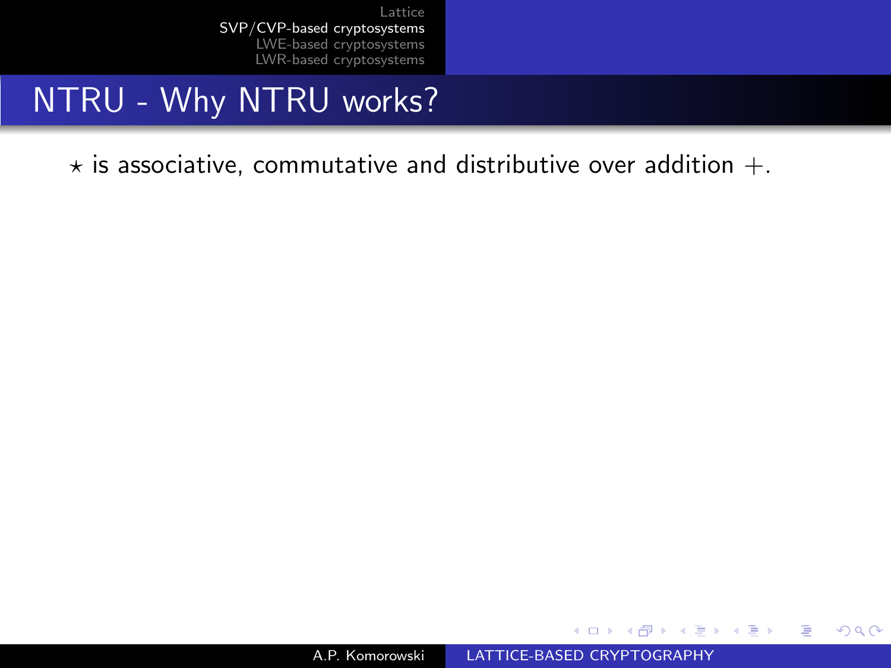## NTRU - Why NTRU works?

$\star$ is associative, commutative and distributive over addition $+$.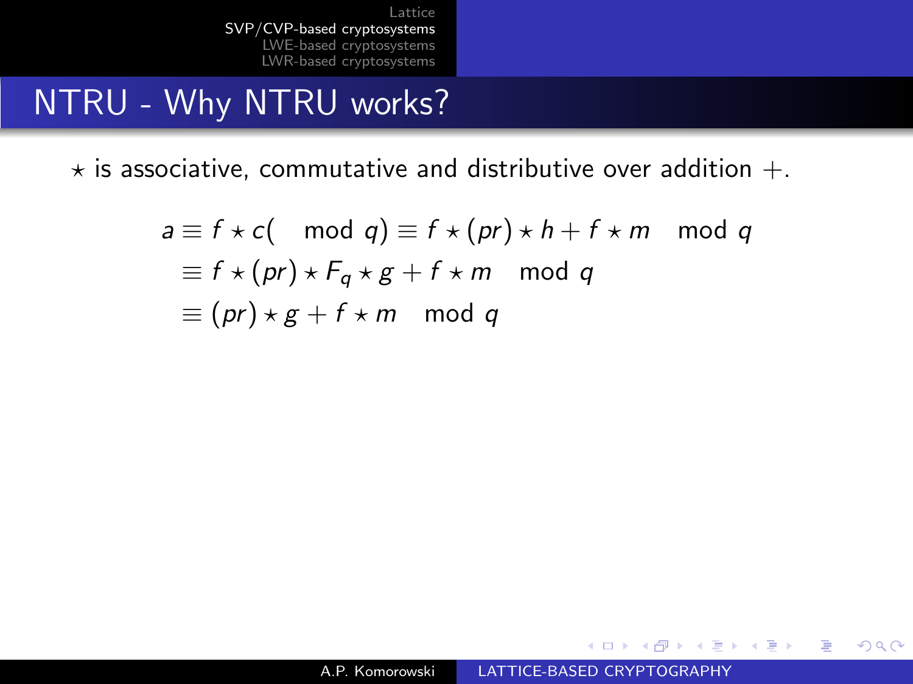# NTRU - Why NTRU works?

$\star$ is associative, commutative and distributive over addition $+$.

$$
\begin{aligned}
a &\equiv f \star c (\mod q) \equiv f \star (pr) \star h + f \star m \mod q \\
&\equiv f \star (pr) \star F_q \star g + f \star m \mod q \\
&\equiv (pr) \star g + f \star m \mod q
\end{aligned}
$$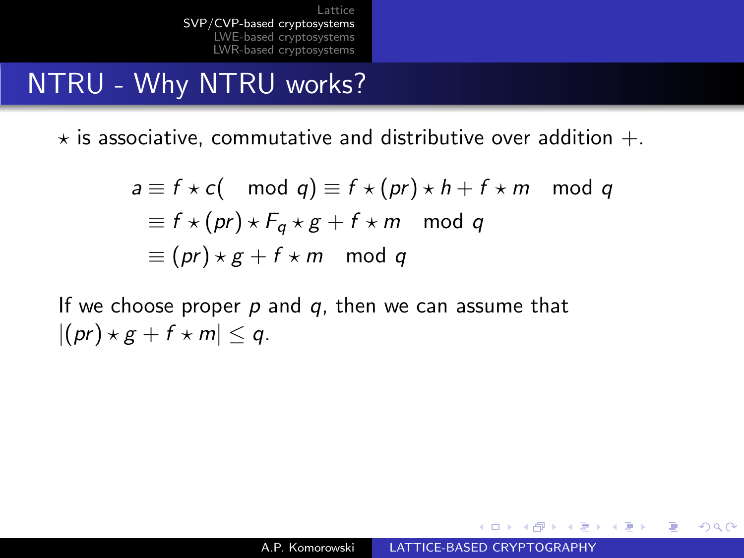# NTRU - Why NTRU works?

$\star$ is associative, commutative and distributive over addition $+$.

$$
\begin{aligned}
a \equiv f \star c(\mod q) &\equiv f \star (pr) \star h + f \star m \mod q \\
&\equiv f \star (pr) \star F_q \star g + f \star m \mod q \\
&\equiv (pr) \star g + f \star m \mod q
\end{aligned}
$$

If we choose proper $p$ and $q$, then we can assume that $|(pr) \star g + f \star m| \leq q$.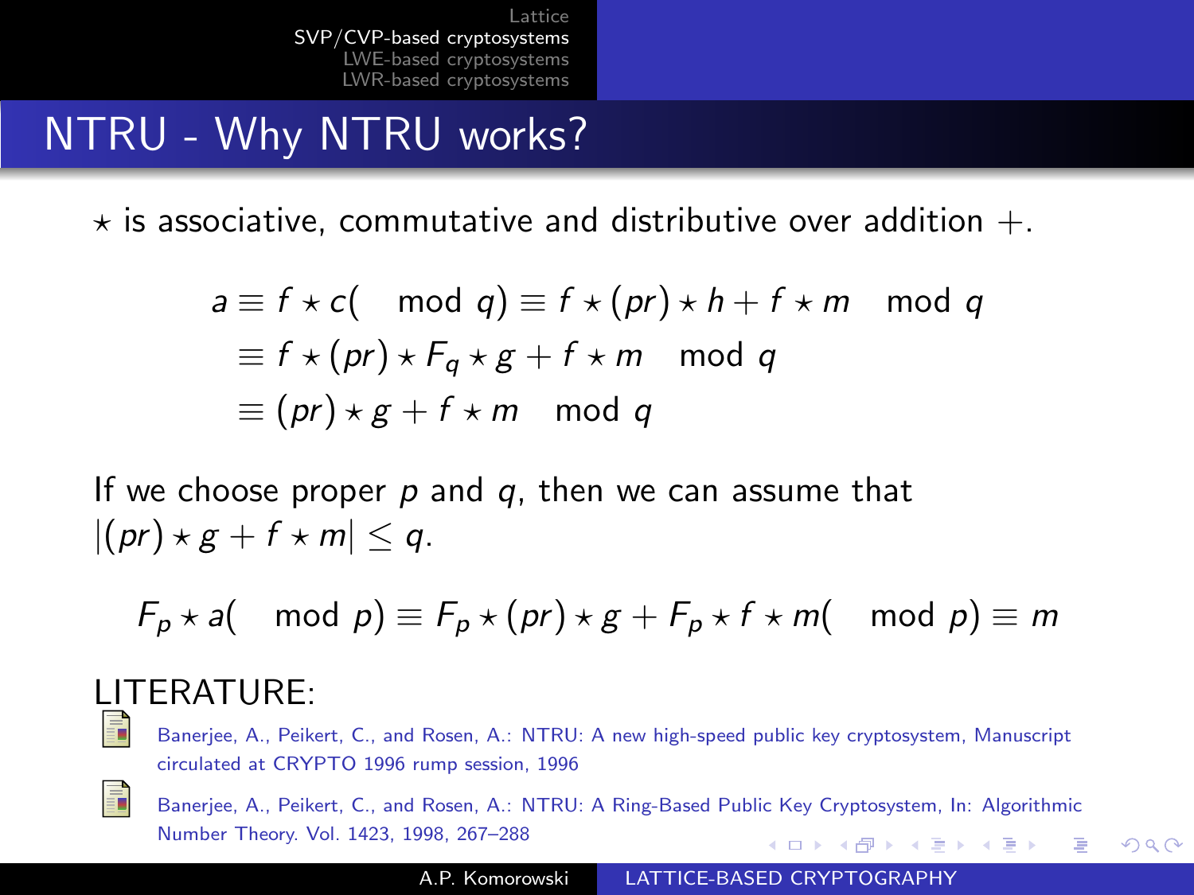# NTRU - Why NTRU works?

$\star$ is associative, commutative and distributive over addition $+$.

$$
\begin{aligned}
a &\equiv f \star c (\mod q) \equiv f \star (pr) \star h + f \star m \mod q \\
&\equiv f \star (pr) \star F_q \star g + f \star m \mod q \\
&\equiv (pr) \star g + f \star m \mod q
\end{aligned}
$$

If we choose proper $p$ and $q$, then we can assume that $|(pr) \star g + f \star m| \leq q$.

$$
F_p \star a (\mod p) \equiv F_p \star (pr) \star g + F_p \star f \star m (\mod p) \equiv m
$$

LITERATURE:

- Banerjee, A., Peikert, C., and Rosen, A.: NTRU: A new high-speed public key cryptosystem, Manuscript circulated at CRYPTO 1996 rump session, 1996
- Banerjee, A., Peikert, C., and Rosen, A.: NTRU: A Ring-Based Public Key Cryptosystem, In: Algorithmic Number Theory. Vol. 1423, 1998, 267–288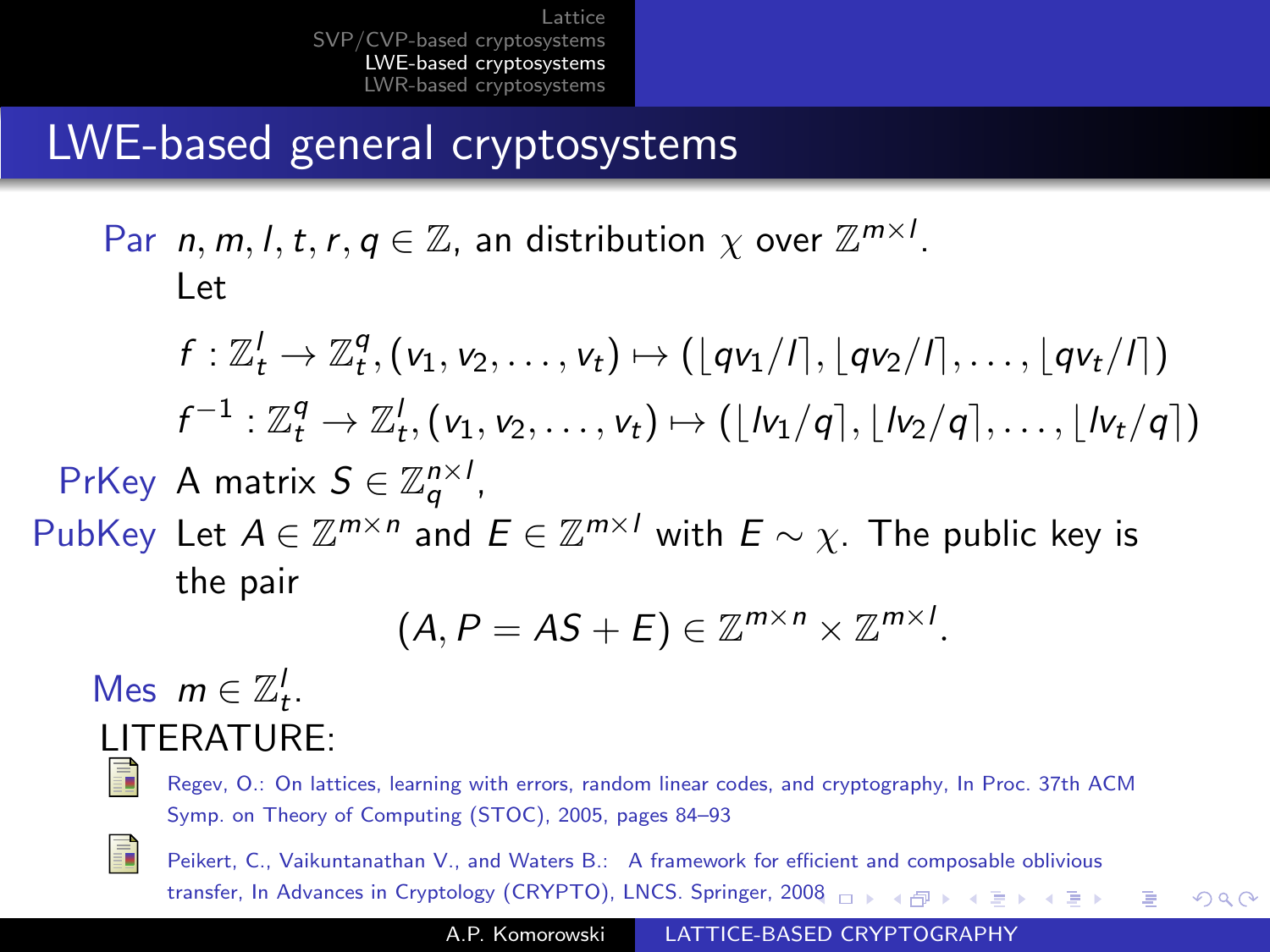## LWE-based general cryptosystems

**Par** $n, m, l, t, r, q \in \mathbb{Z}$, an distribution $\chi$ over $\mathbb{Z}^{m \times l}$.
Let

$$f : \mathbb{Z}_t^l \to \mathbb{Z}_t^q, (v_1, v_2, \ldots, v_t) \mapsto (\lfloor qv_1/l \rceil, \lfloor qv_2/l \rceil, \ldots, \lfloor qv_t/l \rceil)$$

$$f^{-1} : \mathbb{Z}_t^q \to \mathbb{Z}_t^l, (v_1, v_2, \ldots, v_t) \mapsto (\lfloor lv_1/q \rceil, \lfloor lv_2/q \rceil, \ldots, \lfloor lv_t/q \rceil)$$

**PrKey** A matrix $S \in \mathbb{Z}_q^{n \times l}$,

**PubKey** Let $A \in \mathbb{Z}^{m \times n}$ and $E \in \mathbb{Z}^{m \times l}$ with $E \sim \chi$. The public key is the pair

$$(A, P = AS + E) \in \mathbb{Z}^{m \times n} \times \mathbb{Z}^{m \times l}.$$

**Mes** $m \in \mathbb{Z}_t^l$.

LITERATURE:

- Regev, O.: On lattices, learning with errors, random linear codes, and cryptography, In Proc. 37th ACM Symp. on Theory of Computing (STOC), 2005, pages 84–93
- Peikert, C., Vaikuntanathan V., and Waters B.: A framework for efficient and composable oblivious transfer, In Advances in Cryptology (CRYPTO), LNCS. Springer, 2008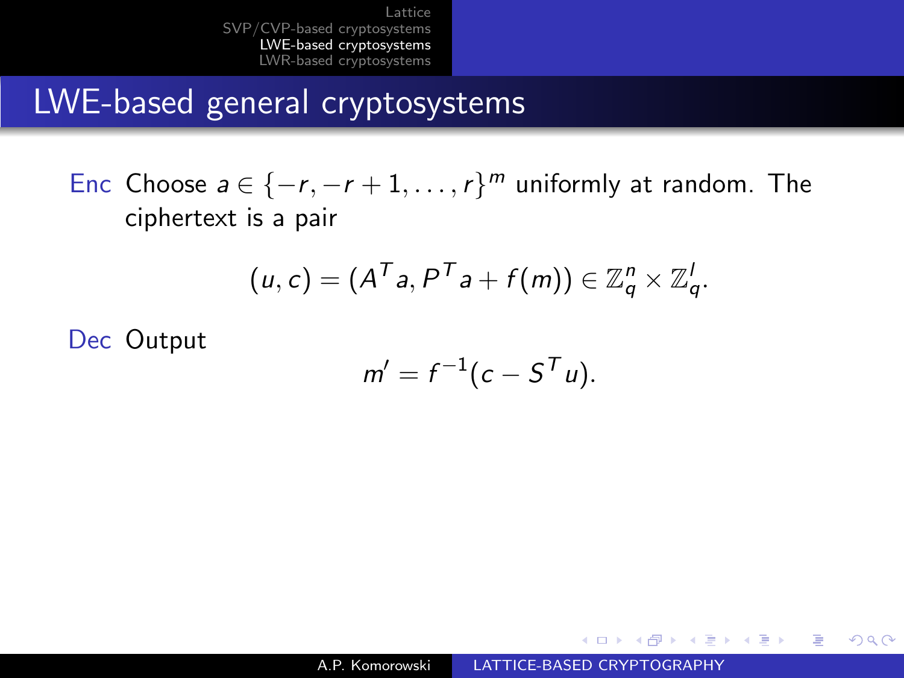# LWE-based general cryptosystems

**Enc** Choose $a \in \{-r, -r+1, \ldots, r\}^m$ uniformly at random. The ciphertext is a pair

$$(u, c) = (A^T a, P^T a + f(m)) \in \mathbb{Z}_q^n \times \mathbb{Z}_q^l.$$

**Dec** Output

$$m' = f^{-1}(c - S^T u).$$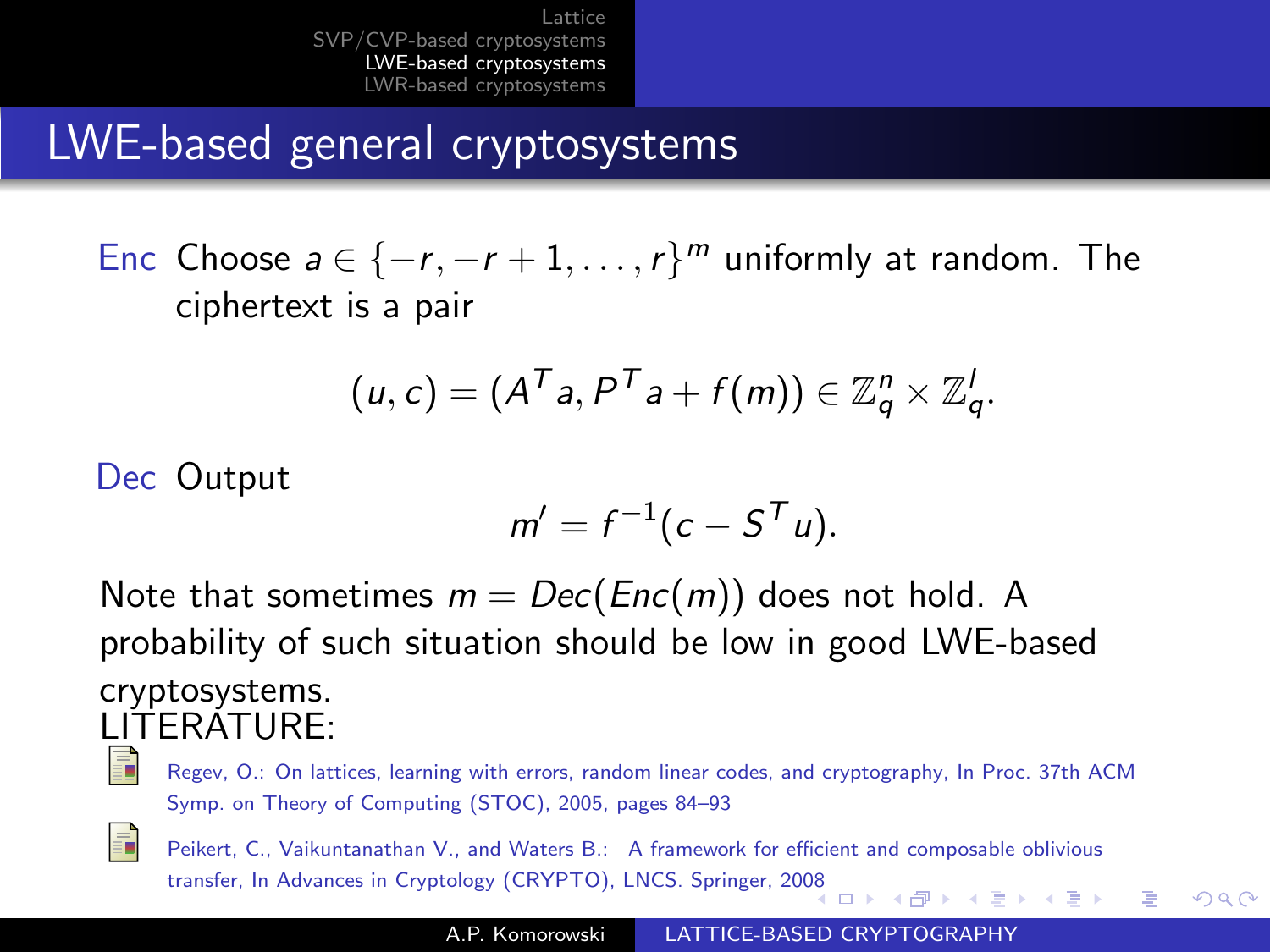# LWE-based general cryptosystems

**Enc** Choose $a \in \{-r, -r+1, \ldots, r\}^m$ uniformly at random. The ciphertext is a pair

$$(u, c) = (A^T a, P^T a + f(m)) \in \mathbb{Z}_q^n \times \mathbb{Z}_q^l.$$

**Dec** Output

$$m' = f^{-1}(c - S^T u).$$

Note that sometimes $m = Dec(Enc(m))$ does not hold. A probability of such situation should be low in good LWE-based cryptosystems.

LITERATURE:

- Regev, O.: On lattices, learning with errors, random linear codes, and cryptography, In Proc. 37th ACM Symp. on Theory of Computing (STOC), 2005, pages 84–93
- Peikert, C., Vaikuntanathan V., and Waters B.: A framework for efficient and composable oblivious transfer, In Advances in Cryptology (CRYPTO), LNCS. Springer, 2008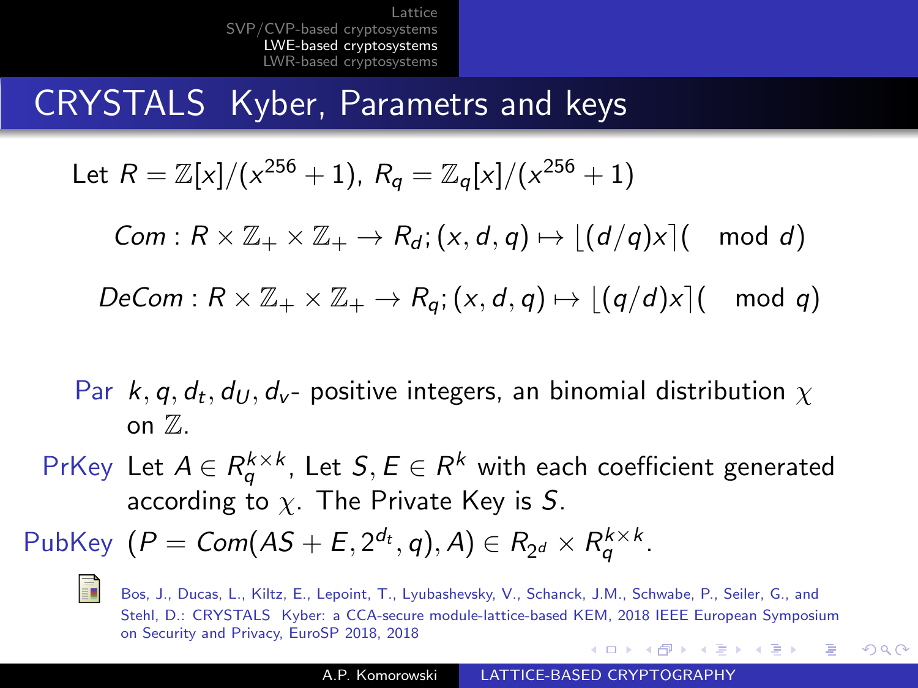## CRYSTALS Kyber, Parametrs and keys

Let $R = \mathbb{Z}[x]/(x^{256}+1)$, $R_q = \mathbb{Z}_q[x]/(x^{256}+1)$

$$Com : R \times \mathbb{Z}_+ \times \mathbb{Z}_+ \to R_d; (x, d, q) \mapsto \lfloor (d/q)x \rceil (\mod d)$$

$$DeCom : R \times \mathbb{Z}_+ \times \mathbb{Z}_+ \to R_q; (x, d, q) \mapsto \lfloor (q/d)x \rceil (\mod q)$$

**Par** $k, q, d_t, d_U, d_v$- positive integers, an binomial distribution $\chi$ on $\mathbb{Z}$.

**PrKey** Let $A \in R_q^{k \times k}$, Let $S, E \in R^k$ with each coefficient generated according to $\chi$. The Private Key is $S$.

**PubKey** $(P = Com(AS + E, 2^{d_t}, q), A) \in R_{2^d} \times R_q^{k \times k}$.

Bos, J., Ducas, L., Kiltz, E., Lepoint, T., Lyubashevsky, V., Schanck, J.M., Schwabe, P., Seiler, G., and Stehl, D.: CRYSTALS Kyber: a CCA-secure module-lattice-based KEM, 2018 IEEE European Symposium on Security and Privacy, EuroSP 2018, 2018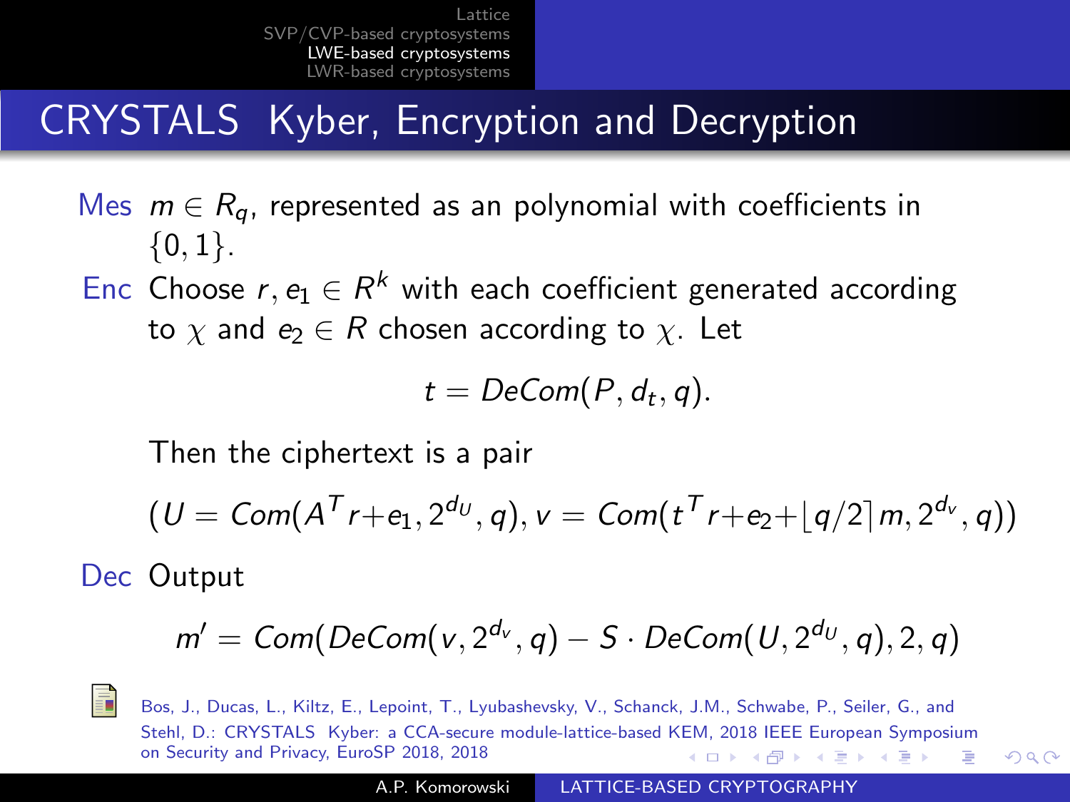# CRYSTALS Kyber, Encryption and Decryption

**Mes** $m \in R_q$, represented as an polynomial with coefficients in $\{0, 1\}$.

**Enc** Choose $r, e_1 \in R^k$ with each coefficient generated according to $\chi$ and $e_2 \in R$ chosen according to $\chi$. Let

$$t = DeCom(P, d_t, q).$$

Then the ciphertext is a pair

$$(U = Com(A^T r + e_1, 2^{d_U}, q), v = Com(t^T r + e_2 + \lfloor q/2 \rceil m, 2^{d_v}, q))$$

**Dec** Output

$$m' = Com(DeCom(v, 2^{d_v}, q) - S \cdot DeCom(U, 2^{d_U}, q), 2, q)$$

Bos, J., Ducas, L., Kiltz, E., Lepoint, T., Lyubashevsky, V., Schanck, J.M., Schwabe, P., Seiler, G., and Stehl, D.: CRYSTALS Kyber: a CCA-secure module-lattice-based KEM, 2018 IEEE European Symposium on Security and Privacy, EuroSP 2018, 2018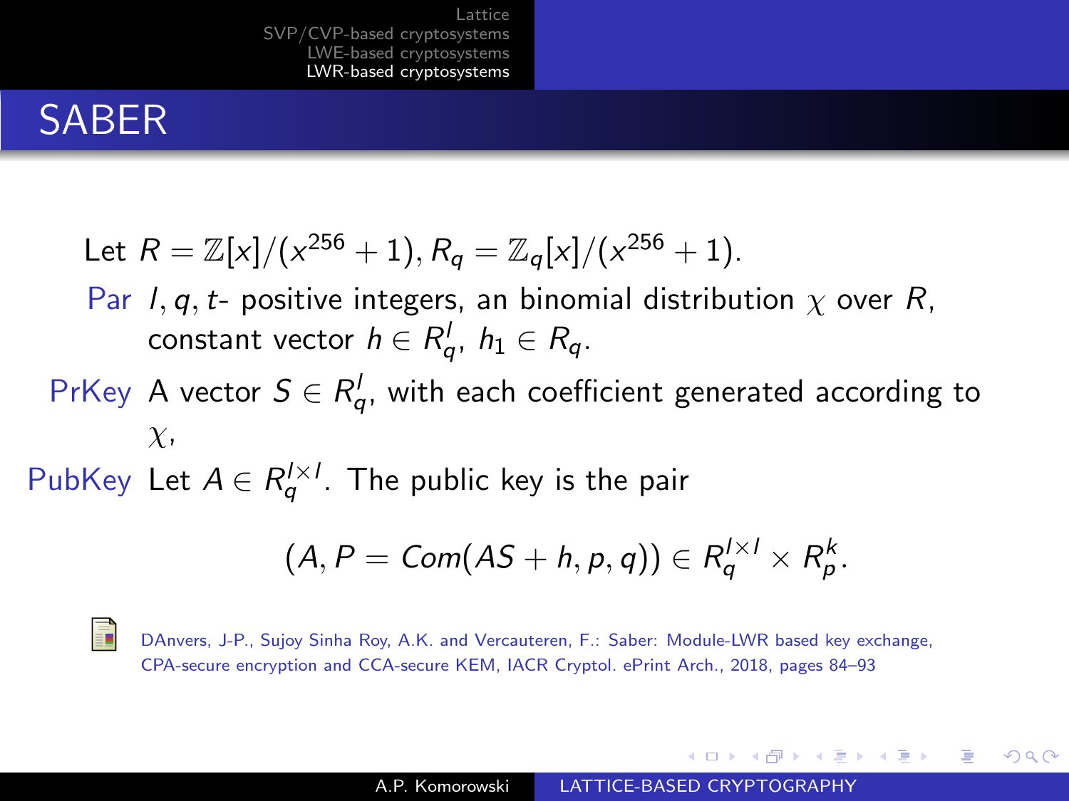# SABER

Let $R = \mathbb{Z}[x]/(x^{256}+1), R_q = \mathbb{Z}_q[x]/(x^{256}+1)$.

**Par** $l, q, t$- positive integers, an binomial distribution $\chi$ over $R$, constant vector $h \in R_q^l$, $h_1 \in R_q$.

**PrKey** A vector $S \in R_q^l$, with each coefficient generated according to $\chi$,

**PubKey** Let $A \in R_q^{l \times l}$. The public key is the pair

$$(A, P = Com(AS + h, p, q)) \in R_q^{l \times l} \times R_p^k.$$

DAnvers, J-P., Sujoy Sinha Roy, A.K. and Vercauteren, F.: Saber: Module-LWR based key exchange, CPA-secure encryption and CCA-secure KEM, IACR Cryptol. ePrint Arch., 2018, pages 84–93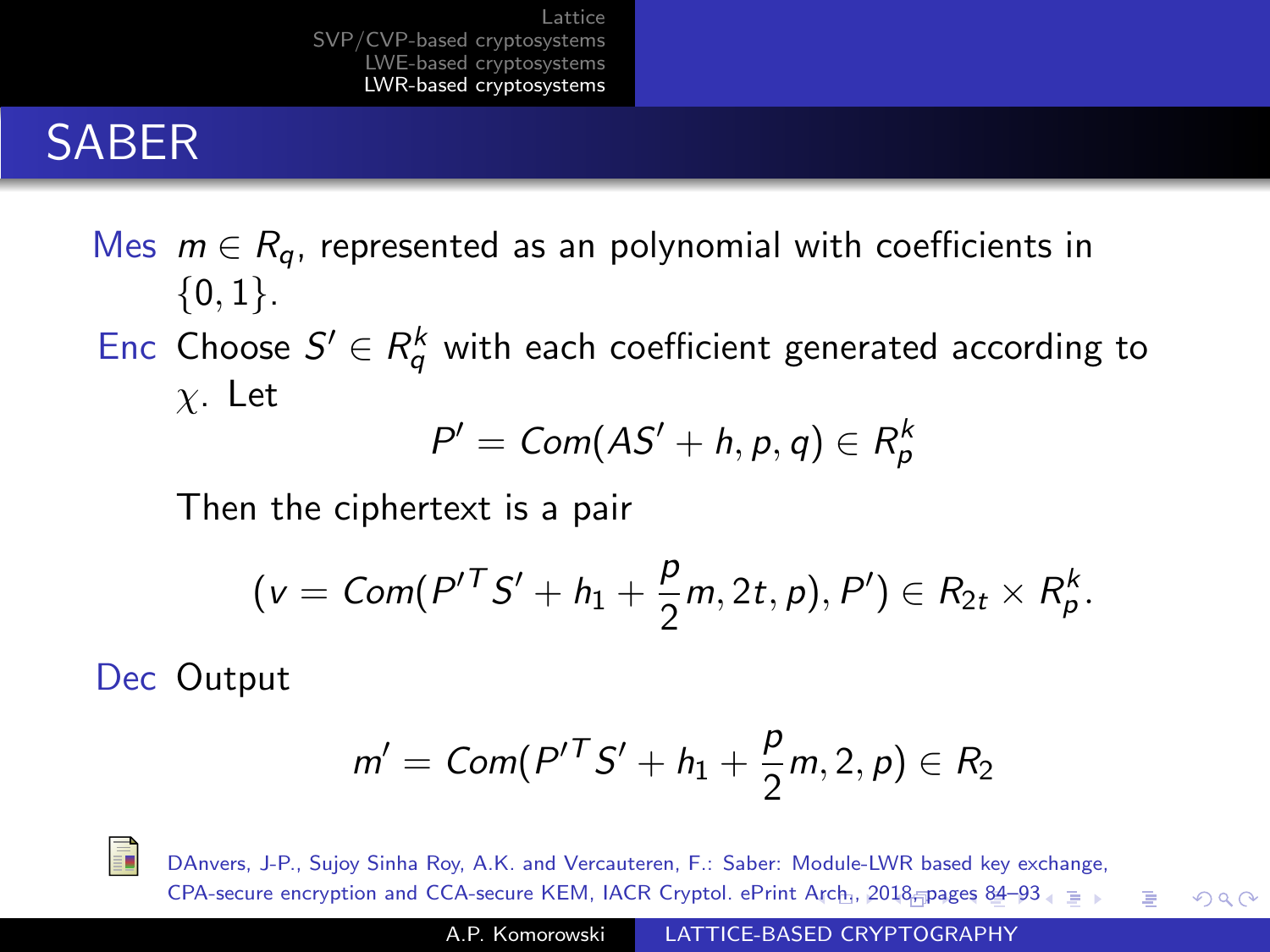# SABER

**Mes** $m \in R_q$, represented as an polynomial with coefficients in $\{0, 1\}$.

**Enc** Choose $S' \in R_q^k$ with each coefficient generated according to $\chi$. Let

$$P' = Com(AS' + h, p, q) \in R_p^k$$

Then the ciphertext is a pair

$$(v = Com(P'^T S' + h_1 + \frac{p}{2} m, 2t, p), P') \in R_{2t} \times R_p^k.$$

**Dec** Output

$$m' = Com(P'^T S' + h_1 + \frac{p}{2} m, 2, p) \in R_2$$

DAnvers, J-P., Sujoy Sinha Roy, A.K. and Vercauteren, F.: Saber: Module-LWR based key exchange, CPA-secure encryption and CCA-secure KEM, IACR Cryptol. ePrint Arch., 2018, pages 84–93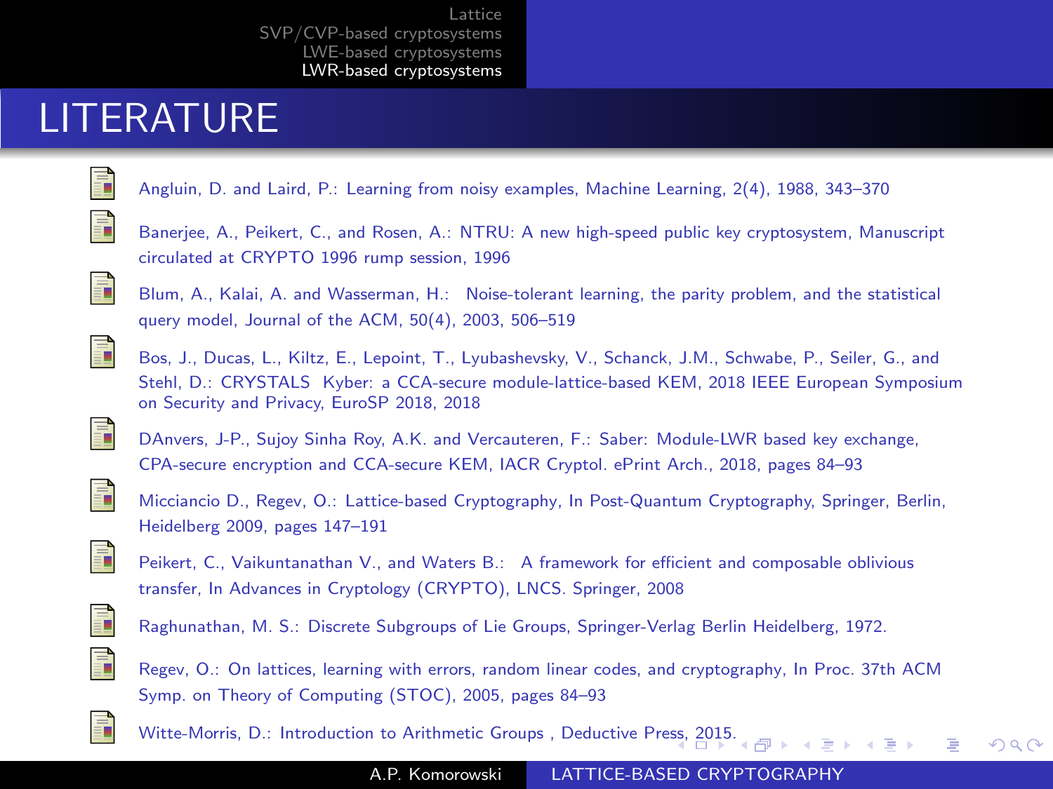# LITERATURE

- Angluin, D. and Laird, P.: Learning from noisy examples, Machine Learning, 2(4), 1988, 343–370
- Banerjee, A., Peikert, C., and Rosen, A.: NTRU: A new high-speed public key cryptosystem, Manuscript circulated at CRYPTO 1996 rump session, 1996
- Blum, A., Kalai, A. and Wasserman, H.: Noise-tolerant learning, the parity problem, and the statistical query model, Journal of the ACM, 50(4), 2003, 506–519
- Bos, J., Ducas, L., Kiltz, E., Lepoint, T., Lyubashevsky, V., Schanck, J.M., Schwabe, P., Seiler, G., and Stehl, D.: CRYSTALS Kyber: a CCA-secure module-lattice-based KEM, 2018 IEEE European Symposium on Security and Privacy, EuroSP 2018, 2018
- DAnvers, J-P., Sujoy Sinha Roy, A.K. and Vercauteren, F.: Saber: Module-LWR based key exchange, CPA-secure encryption and CCA-secure KEM, IACR Cryptol. ePrint Arch., 2018, pages 84–93
- Micciancio D., Regev, O.: Lattice-based Cryptography, In Post-Quantum Cryptography, Springer, Berlin, Heidelberg 2009, pages 147–191
- Peikert, C., Vaikuntanathan V., and Waters B.: A framework for efficient and composable oblivious transfer, In Advances in Cryptology (CRYPTO), LNCS. Springer, 2008
- Raghunathan, M. S.: Discrete Subgroups of Lie Groups, Springer-Verlag Berlin Heidelberg, 1972.
- Regev, O.: On lattices, learning with errors, random linear codes, and cryptography, In Proc. 37th ACM Symp. on Theory of Computing (STOC), 2005, pages 84–93
- Witte-Morris, D.: Introduction to Arithmetic Groups , Deductive Press, 2015.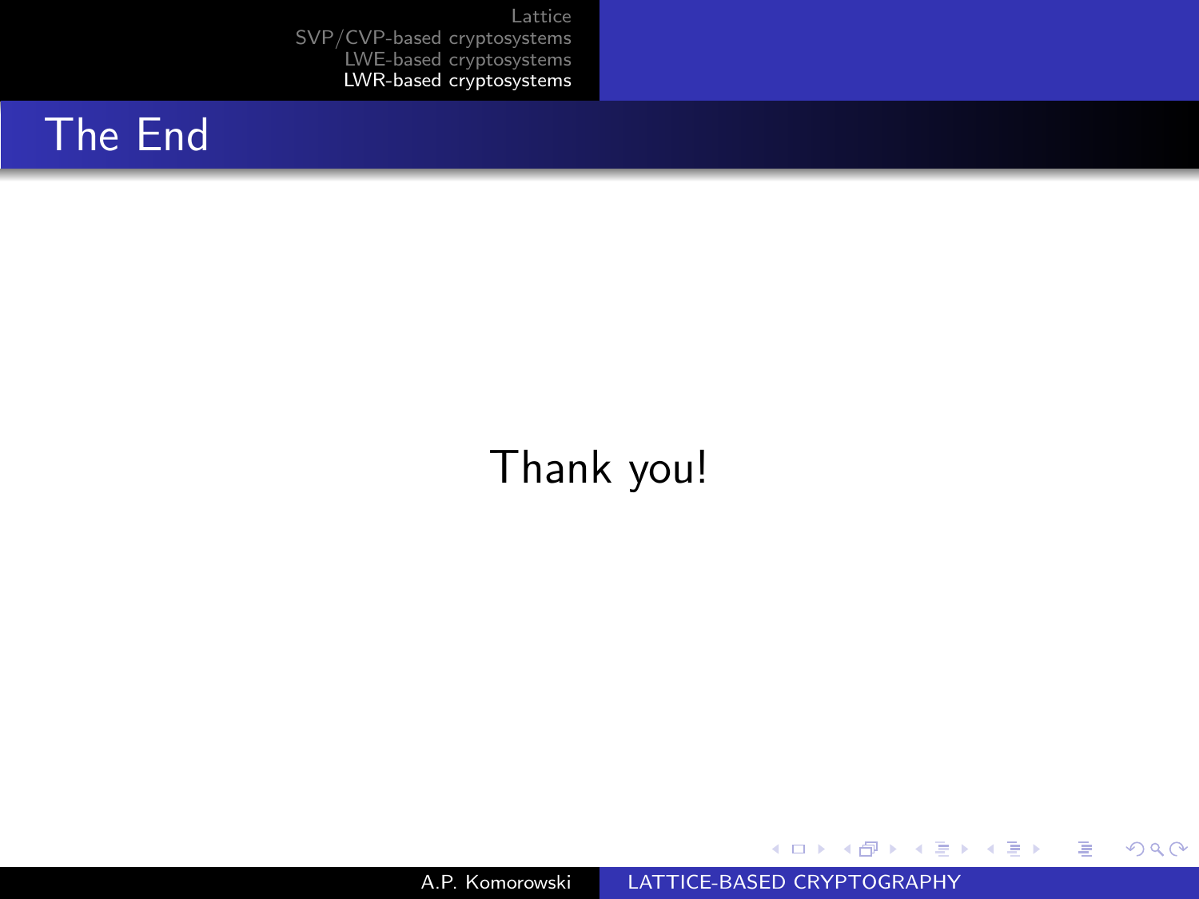# The End

Thank you!